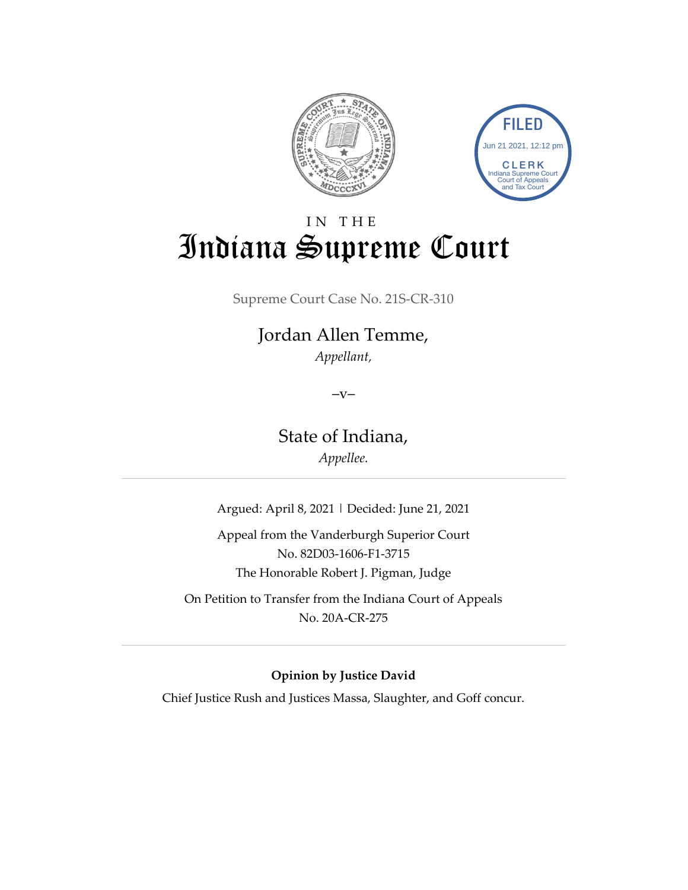FILED
Jun 21 2021, 12:12 pm
CLERK
Indiana Supreme Court
Court of Appeals
and Tax Court

# IN THE Indiana Supreme Court

Supreme Court Case No. 21S-CR-310

Jordan Allen Temme,
*Appellant,*

–v–

State of Indiana,
*Appellee.*

---

Argued: April 8, 2021 | Decided: June 21, 2021

Appeal from the Vanderburgh Superior Court
No. 82D03-1606-F1-3715
The Honorable Robert J. Pigman, Judge

On Petition to Transfer from the Indiana Court of Appeals
No. 20A-CR-275

---

**Opinion by Justice David**

Chief Justice Rush and Justices Massa, Slaughter, and Goff concur.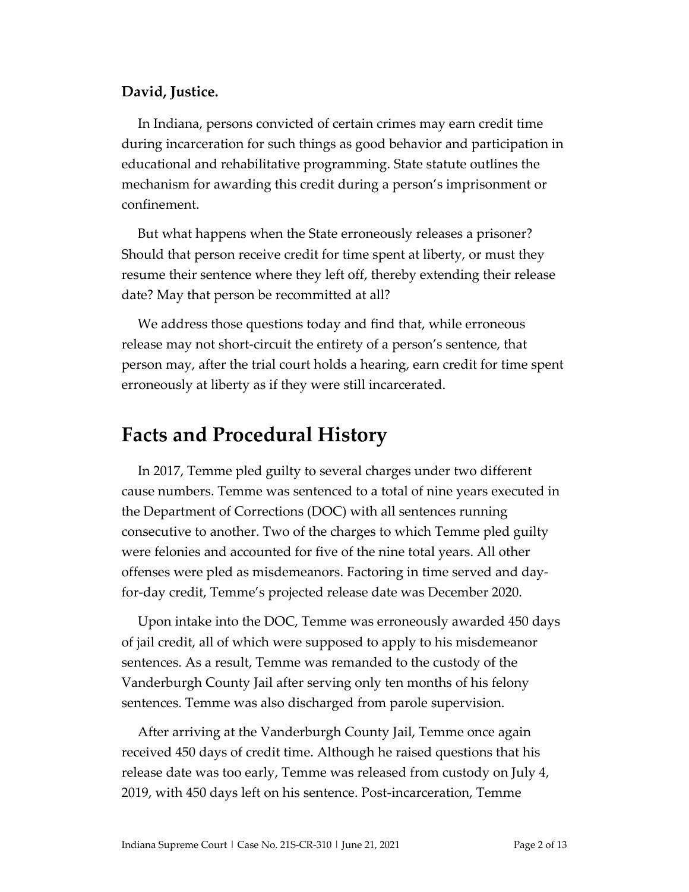**David, Justice.**

In Indiana, persons convicted of certain crimes may earn credit time during incarceration for such things as good behavior and participation in educational and rehabilitative programming. State statute outlines the mechanism for awarding this credit during a person's imprisonment or confinement.

But what happens when the State erroneously releases a prisoner? Should that person receive credit for time spent at liberty, or must they resume their sentence where they left off, thereby extending their release date? May that person be recommitted at all?

We address those questions today and find that, while erroneous release may not short-circuit the entirety of a person's sentence, that person may, after the trial court holds a hearing, earn credit for time spent erroneously at liberty as if they were still incarcerated.

# Facts and Procedural History

In 2017, Temme pled guilty to several charges under two different cause numbers. Temme was sentenced to a total of nine years executed in the Department of Corrections (DOC) with all sentences running consecutive to another. Two of the charges to which Temme pled guilty were felonies and accounted for five of the nine total years. All other offenses were pled as misdemeanors. Factoring in time served and day-for-day credit, Temme's projected release date was December 2020.

Upon intake into the DOC, Temme was erroneously awarded 450 days of jail credit, all of which were supposed to apply to his misdemeanor sentences. As a result, Temme was remanded to the custody of the Vanderburgh County Jail after serving only ten months of his felony sentences. Temme was also discharged from parole supervision.

After arriving at the Vanderburgh County Jail, Temme once again received 450 days of credit time. Although he raised questions that his release date was too early, Temme was released from custody on July 4, 2019, with 450 days left on his sentence. Post-incarceration, Temme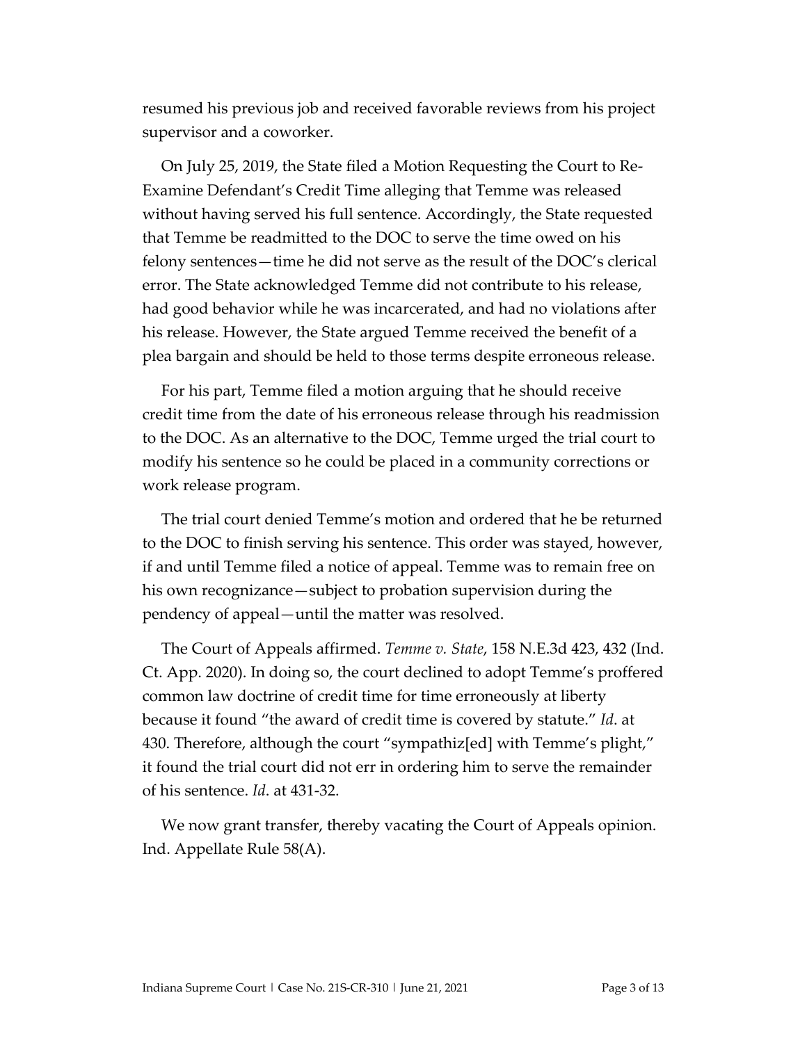resumed his previous job and received favorable reviews from his project supervisor and a coworker.

On July 25, 2019, the State filed a Motion Requesting the Court to Re-Examine Defendant's Credit Time alleging that Temme was released without having served his full sentence. Accordingly, the State requested that Temme be readmitted to the DOC to serve the time owed on his felony sentences—time he did not serve as the result of the DOC's clerical error. The State acknowledged Temme did not contribute to his release, had good behavior while he was incarcerated, and had no violations after his release. However, the State argued Temme received the benefit of a plea bargain and should be held to those terms despite erroneous release.

For his part, Temme filed a motion arguing that he should receive credit time from the date of his erroneous release through his readmission to the DOC. As an alternative to the DOC, Temme urged the trial court to modify his sentence so he could be placed in a community corrections or work release program.

The trial court denied Temme's motion and ordered that he be returned to the DOC to finish serving his sentence. This order was stayed, however, if and until Temme filed a notice of appeal. Temme was to remain free on his own recognizance—subject to probation supervision during the pendency of appeal—until the matter was resolved.

The Court of Appeals affirmed. *Temme v. State*, 158 N.E.3d 423, 432 (Ind. Ct. App. 2020). In doing so, the court declined to adopt Temme's proffered common law doctrine of credit time for time erroneously at liberty because it found "the award of credit time is covered by statute." *Id*. at 430. Therefore, although the court "sympathiz[ed] with Temme's plight," it found the trial court did not err in ordering him to serve the remainder of his sentence. *Id*. at 431-32.

We now grant transfer, thereby vacating the Court of Appeals opinion. Ind. Appellate Rule 58(A).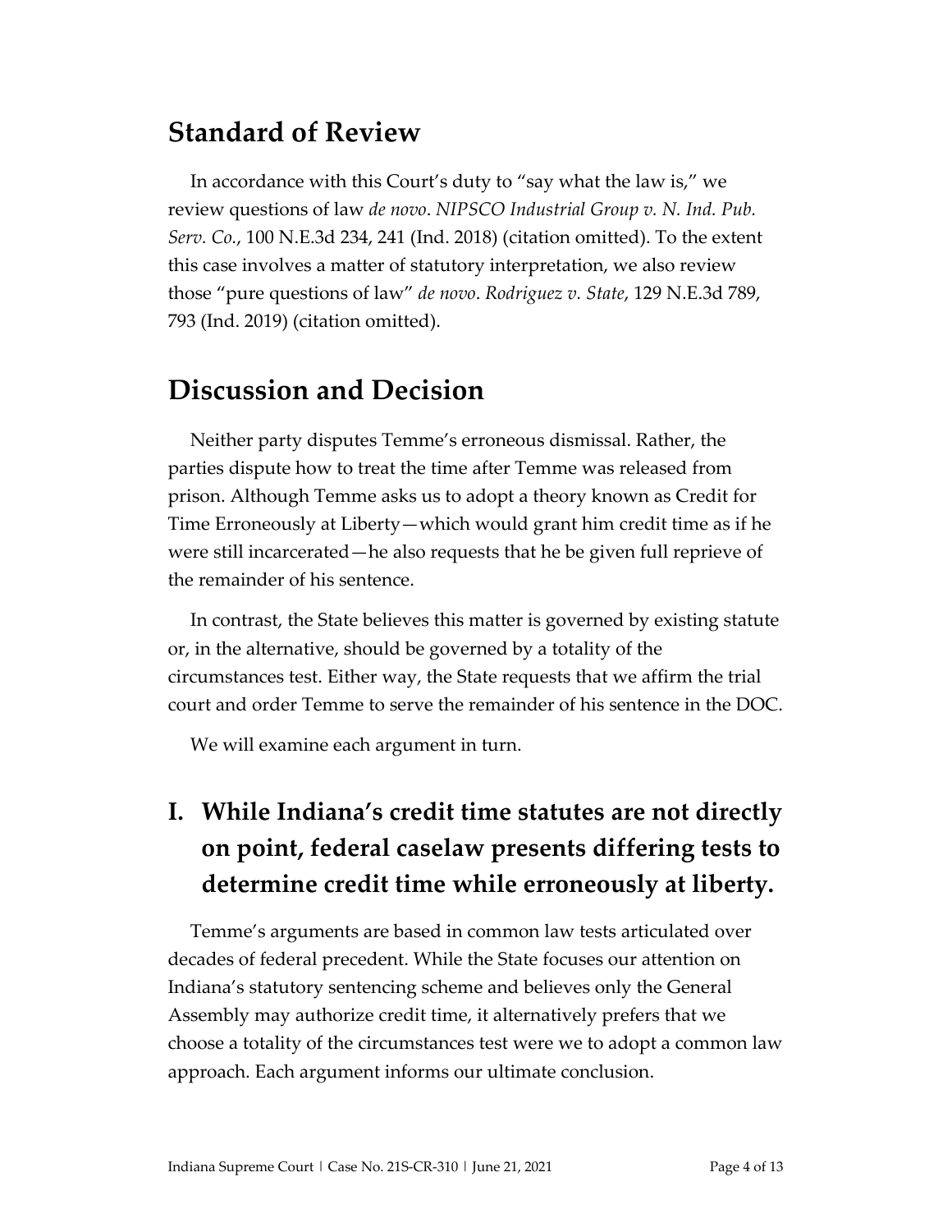## Standard of Review

In accordance with this Court's duty to "say what the law is," we review questions of law *de novo*. *NIPSCO Industrial Group v. N. Ind. Pub. Serv. Co.*, 100 N.E.3d 234, 241 (Ind. 2018) (citation omitted). To the extent this case involves a matter of statutory interpretation, we also review those "pure questions of law" *de novo*. *Rodriguez v. State*, 129 N.E.3d 789, 793 (Ind. 2019) (citation omitted).

## Discussion and Decision

Neither party disputes Temme's erroneous dismissal. Rather, the parties dispute how to treat the time after Temme was released from prison. Although Temme asks us to adopt a theory known as Credit for Time Erroneously at Liberty—which would grant him credit time as if he were still incarcerated—he also requests that he be given full reprieve of the remainder of his sentence.

In contrast, the State believes this matter is governed by existing statute or, in the alternative, should be governed by a totality of the circumstances test. Either way, the State requests that we affirm the trial court and order Temme to serve the remainder of his sentence in the DOC.

We will examine each argument in turn.

### I. While Indiana's credit time statutes are not directly on point, federal caselaw presents differing tests to determine credit time while erroneously at liberty.

Temme's arguments are based in common law tests articulated over decades of federal precedent. While the State focuses our attention on Indiana's statutory sentencing scheme and believes only the General Assembly may authorize credit time, it alternatively prefers that we choose a totality of the circumstances test were we to adopt a common law approach. Each argument informs our ultimate conclusion.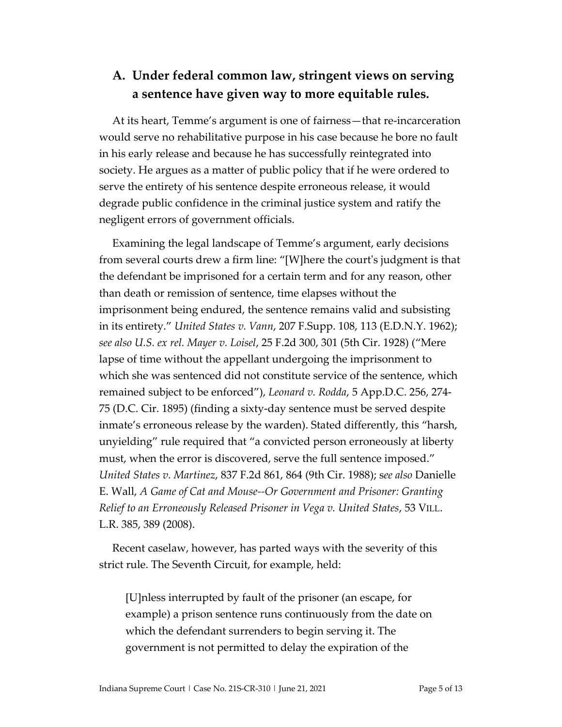## A. Under federal common law, stringent views on serving a sentence have given way to more equitable rules.

At its heart, Temme's argument is one of fairness—that re-incarceration would serve no rehabilitative purpose in his case because he bore no fault in his early release and because he has successfully reintegrated into society. He argues as a matter of public policy that if he were ordered to serve the entirety of his sentence despite erroneous release, it would degrade public confidence in the criminal justice system and ratify the negligent errors of government officials.

Examining the legal landscape of Temme's argument, early decisions from several courts drew a firm line: "[W]here the court's judgment is that the defendant be imprisoned for a certain term and for any reason, other than death or remission of sentence, time elapses without the imprisonment being endured, the sentence remains valid and subsisting in its entirety." *United States v. Vann*, 207 F.Supp. 108, 113 (E.D.N.Y. 1962); *see also U.S. ex rel. Mayer v. Loisel*, 25 F.2d 300, 301 (5th Cir. 1928) ("Mere lapse of time without the appellant undergoing the imprisonment to which she was sentenced did not constitute service of the sentence, which remained subject to be enforced"), *Leonard v. Rodda*, 5 App.D.C. 256, 274-75 (D.C. Cir. 1895) (finding a sixty-day sentence must be served despite inmate's erroneous release by the warden). Stated differently, this "harsh, unyielding" rule required that "a convicted person erroneously at liberty must, when the error is discovered, serve the full sentence imposed." *United States v. Martinez*, 837 F.2d 861, 864 (9th Cir. 1988); s*ee also* Danielle E. Wall, *A Game of Cat and Mouse--Or Government and Prisoner: Granting Relief to an Erroneously Released Prisoner in Vega v. United States*, 53 VILL. L.R. 385, 389 (2008).

Recent caselaw, however, has parted ways with the severity of this strict rule. The Seventh Circuit, for example, held:

> [U]nless interrupted by fault of the prisoner (an escape, for example) a prison sentence runs continuously from the date on which the defendant surrenders to begin serving it. The government is not permitted to delay the expiration of the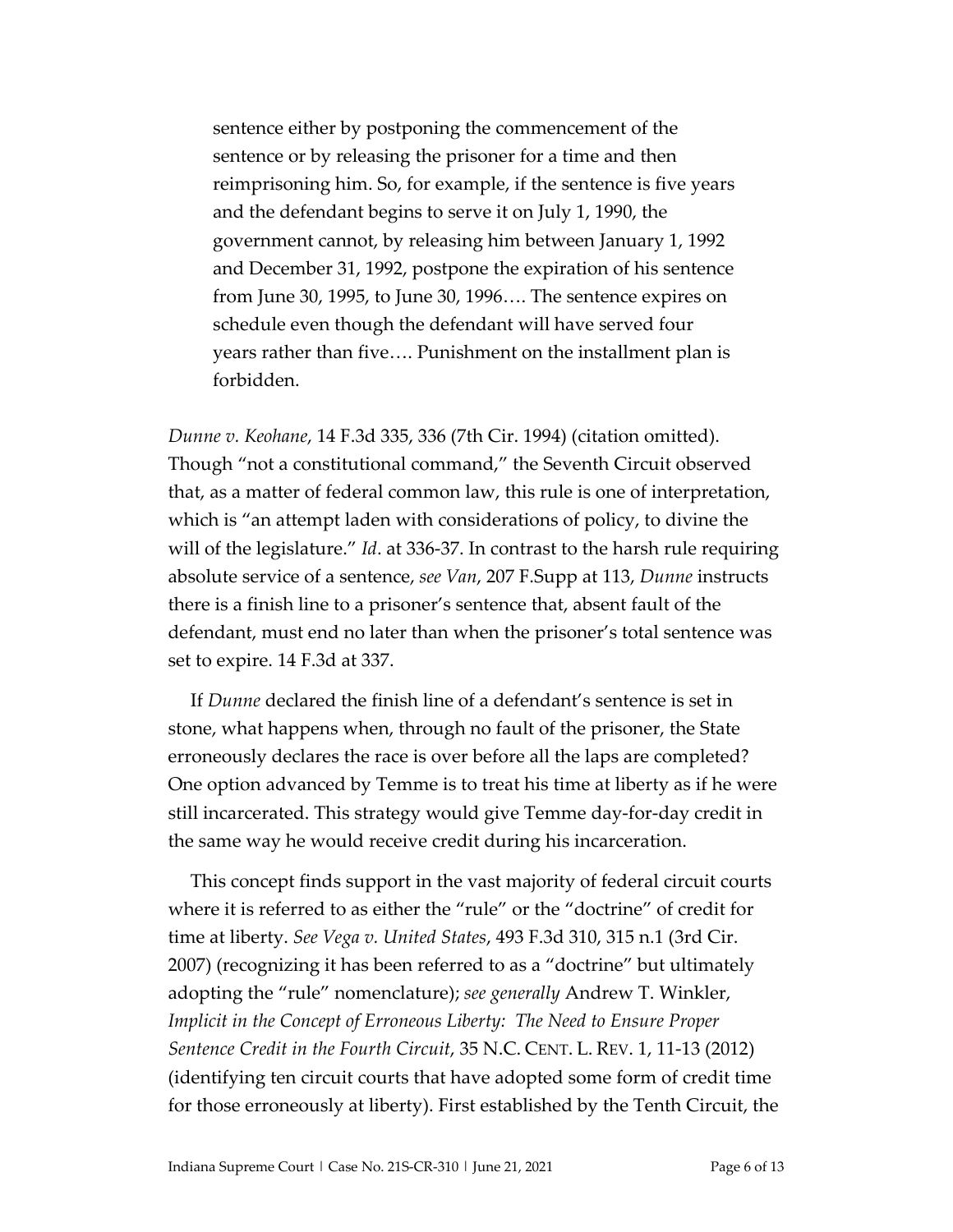> sentence either by postponing the commencement of the sentence or by releasing the prisoner for a time and then reimprisoning him. So, for example, if the sentence is five years and the defendant begins to serve it on July 1, 1990, the government cannot, by releasing him between January 1, 1992 and December 31, 1992, postpone the expiration of his sentence from June 30, 1995, to June 30, 1996…. The sentence expires on schedule even though the defendant will have served four years rather than five…. Punishment on the installment plan is forbidden.

*Dunne v. Keohane*, 14 F.3d 335, 336 (7th Cir. 1994) (citation omitted). Though "not a constitutional command," the Seventh Circuit observed that, as a matter of federal common law, this rule is one of interpretation, which is "an attempt laden with considerations of policy, to divine the will of the legislature." *Id*. at 336-37. In contrast to the harsh rule requiring absolute service of a sentence, *see Van*, 207 F.Supp at 113, *Dunne* instructs there is a finish line to a prisoner's sentence that, absent fault of the defendant, must end no later than when the prisoner's total sentence was set to expire. 14 F.3d at 337.

If *Dunne* declared the finish line of a defendant's sentence is set in stone, what happens when, through no fault of the prisoner, the State erroneously declares the race is over before all the laps are completed? One option advanced by Temme is to treat his time at liberty as if he were still incarcerated. This strategy would give Temme day-for-day credit in the same way he would receive credit during his incarceration.

This concept finds support in the vast majority of federal circuit courts where it is referred to as either the "rule" or the "doctrine" of credit for time at liberty. *See Vega v. United States*, 493 F.3d 310, 315 n.1 (3rd Cir. 2007) (recognizing it has been referred to as a "doctrine" but ultimately adopting the "rule" nomenclature); *see generally* Andrew T. Winkler, *Implicit in the Concept of Erroneous Liberty: The Need to Ensure Proper Sentence Credit in the Fourth Circuit*, 35 N.C. CENT. L. REV. 1, 11-13 (2012) (identifying ten circuit courts that have adopted some form of credit time for those erroneously at liberty). First established by the Tenth Circuit, the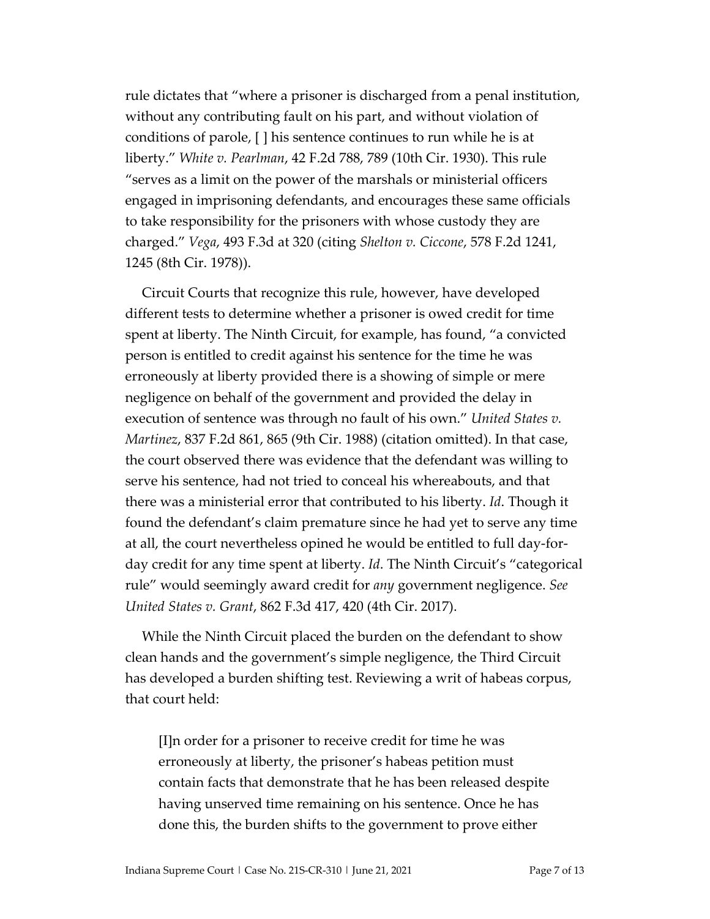rule dictates that "where a prisoner is discharged from a penal institution, without any contributing fault on his part, and without violation of conditions of parole, [ ] his sentence continues to run while he is at liberty." *White v. Pearlman*, 42 F.2d 788, 789 (10th Cir. 1930). This rule "serves as a limit on the power of the marshals or ministerial officers engaged in imprisoning defendants, and encourages these same officials to take responsibility for the prisoners with whose custody they are charged." *Vega*, 493 F.3d at 320 (citing *Shelton v. Ciccone*, 578 F.2d 1241, 1245 (8th Cir. 1978)).

Circuit Courts that recognize this rule, however, have developed different tests to determine whether a prisoner is owed credit for time spent at liberty. The Ninth Circuit, for example, has found, "a convicted person is entitled to credit against his sentence for the time he was erroneously at liberty provided there is a showing of simple or mere negligence on behalf of the government and provided the delay in execution of sentence was through no fault of his own." *United States v. Martinez*, 837 F.2d 861, 865 (9th Cir. 1988) (citation omitted). In that case, the court observed there was evidence that the defendant was willing to serve his sentence, had not tried to conceal his whereabouts, and that there was a ministerial error that contributed to his liberty. *Id*. Though it found the defendant's claim premature since he had yet to serve any time at all, the court nevertheless opined he would be entitled to full day-for-day credit for any time spent at liberty. *Id*. The Ninth Circuit's "categorical rule" would seemingly award credit for *any* government negligence. *See United States v. Grant*, 862 F.3d 417, 420 (4th Cir. 2017).

While the Ninth Circuit placed the burden on the defendant to show clean hands and the government's simple negligence, the Third Circuit has developed a burden shifting test. Reviewing a writ of habeas corpus, that court held:

> [I]n order for a prisoner to receive credit for time he was erroneously at liberty, the prisoner's habeas petition must contain facts that demonstrate that he has been released despite having unserved time remaining on his sentence. Once he has done this, the burden shifts to the government to prove either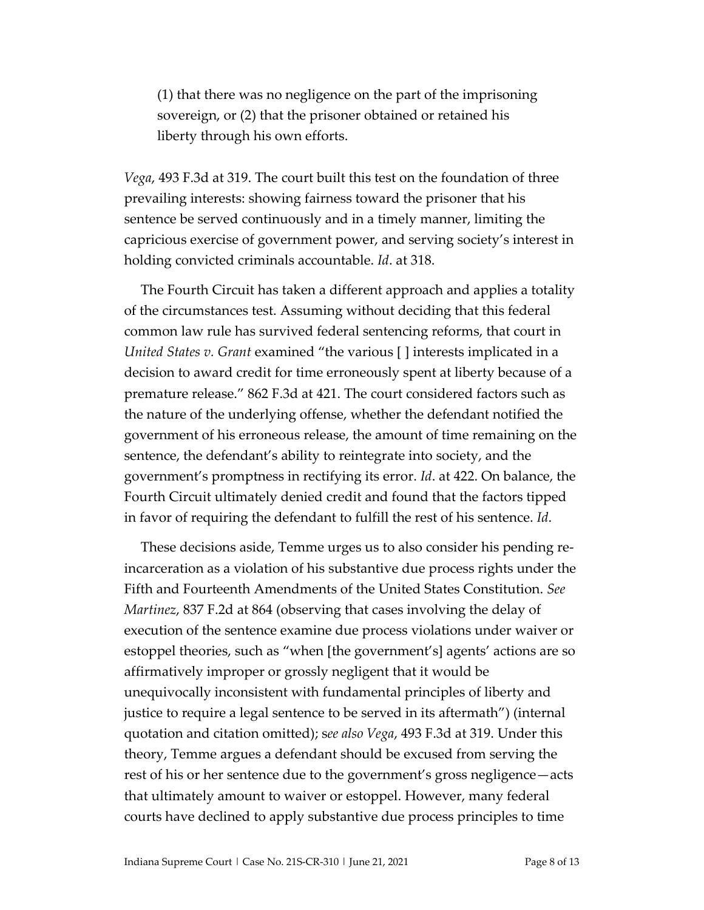(1) that there was no negligence on the part of the imprisoning sovereign, or (2) that the prisoner obtained or retained his liberty through his own efforts.

*Vega*, 493 F.3d at 319. The court built this test on the foundation of three prevailing interests: showing fairness toward the prisoner that his sentence be served continuously and in a timely manner, limiting the capricious exercise of government power, and serving society's interest in holding convicted criminals accountable. *Id*. at 318.

The Fourth Circuit has taken a different approach and applies a totality of the circumstances test. Assuming without deciding that this federal common law rule has survived federal sentencing reforms, that court in *United States v. Grant* examined "the various [ ] interests implicated in a decision to award credit for time erroneously spent at liberty because of a premature release." 862 F.3d at 421. The court considered factors such as the nature of the underlying offense, whether the defendant notified the government of his erroneous release, the amount of time remaining on the sentence, the defendant's ability to reintegrate into society, and the government's promptness in rectifying its error. *Id*. at 422. On balance, the Fourth Circuit ultimately denied credit and found that the factors tipped in favor of requiring the defendant to fulfill the rest of his sentence. *Id*.

These decisions aside, Temme urges us to also consider his pending re-incarceration as a violation of his substantive due process rights under the Fifth and Fourteenth Amendments of the United States Constitution. *See Martinez*, 837 F.2d at 864 (observing that cases involving the delay of execution of the sentence examine due process violations under waiver or estoppel theories, such as "when [the government's] agents' actions are so affirmatively improper or grossly negligent that it would be unequivocally inconsistent with fundamental principles of liberty and justice to require a legal sentence to be served in its aftermath") (internal quotation and citation omitted); s*ee also Vega*, 493 F.3d at 319. Under this theory, Temme argues a defendant should be excused from serving the rest of his or her sentence due to the government's gross negligence—acts that ultimately amount to waiver or estoppel. However, many federal courts have declined to apply substantive due process principles to time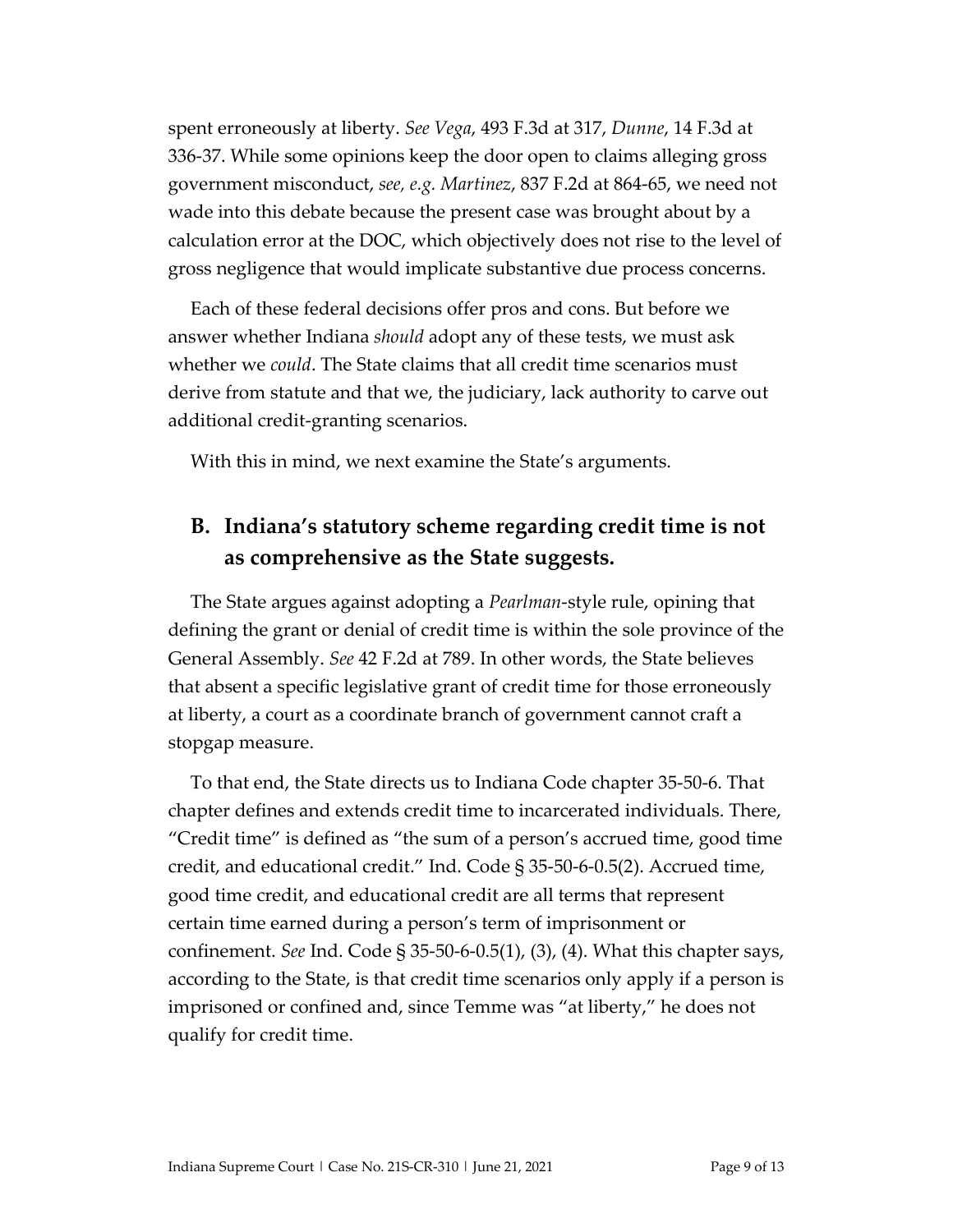spent erroneously at liberty. *See Vega*, 493 F.3d at 317, *Dunne*, 14 F.3d at 336-37. While some opinions keep the door open to claims alleging gross government misconduct, *see, e.g. Martinez*, 837 F.2d at 864-65, we need not wade into this debate because the present case was brought about by a calculation error at the DOC, which objectively does not rise to the level of gross negligence that would implicate substantive due process concerns.

Each of these federal decisions offer pros and cons. But before we answer whether Indiana *should* adopt any of these tests, we must ask whether we *could*. The State claims that all credit time scenarios must derive from statute and that we, the judiciary, lack authority to carve out additional credit-granting scenarios.

With this in mind, we next examine the State's arguments.

## B. Indiana's statutory scheme regarding credit time is not as comprehensive as the State suggests.

The State argues against adopting a *Pearlman*-style rule, opining that defining the grant or denial of credit time is within the sole province of the General Assembly. *See* 42 F.2d at 789. In other words, the State believes that absent a specific legislative grant of credit time for those erroneously at liberty, a court as a coordinate branch of government cannot craft a stopgap measure.

To that end, the State directs us to Indiana Code chapter 35-50-6. That chapter defines and extends credit time to incarcerated individuals. There, "Credit time" is defined as "the sum of a person's accrued time, good time credit, and educational credit." Ind. Code § 35-50-6-0.5(2). Accrued time, good time credit, and educational credit are all terms that represent certain time earned during a person's term of imprisonment or confinement. *See* Ind. Code § 35-50-6-0.5(1), (3), (4). What this chapter says, according to the State, is that credit time scenarios only apply if a person is imprisoned or confined and, since Temme was "at liberty," he does not qualify for credit time.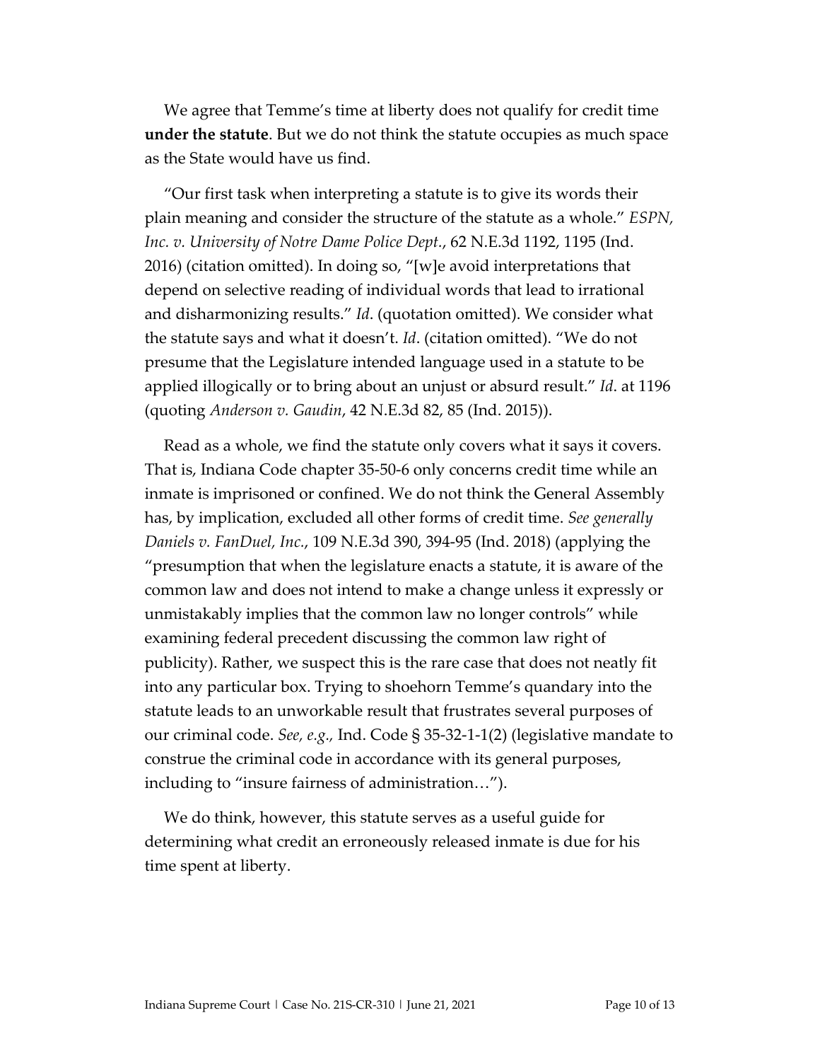We agree that Temme's time at liberty does not qualify for credit time **under the statute**. But we do not think the statute occupies as much space as the State would have us find.

"Our first task when interpreting a statute is to give its words their plain meaning and consider the structure of the statute as a whole." *ESPN, Inc. v. University of Notre Dame Police Dept.*, 62 N.E.3d 1192, 1195 (Ind. 2016) (citation omitted). In doing so, "[w]e avoid interpretations that depend on selective reading of individual words that lead to irrational and disharmonizing results." *Id*. (quotation omitted). We consider what the statute says and what it doesn't. *Id*. (citation omitted). "We do not presume that the Legislature intended language used in a statute to be applied illogically or to bring about an unjust or absurd result." *Id*. at 1196 (quoting *Anderson v. Gaudin*, 42 N.E.3d 82, 85 (Ind. 2015)).

Read as a whole, we find the statute only covers what it says it covers. That is, Indiana Code chapter 35-50-6 only concerns credit time while an inmate is imprisoned or confined. We do not think the General Assembly has, by implication, excluded all other forms of credit time. *See generally Daniels v. FanDuel, Inc.*, 109 N.E.3d 390, 394-95 (Ind. 2018) (applying the "presumption that when the legislature enacts a statute, it is aware of the common law and does not intend to make a change unless it expressly or unmistakably implies that the common law no longer controls" while examining federal precedent discussing the common law right of publicity). Rather, we suspect this is the rare case that does not neatly fit into any particular box. Trying to shoehorn Temme's quandary into the statute leads to an unworkable result that frustrates several purposes of our criminal code. *See, e.g.,* Ind. Code § 35-32-1-1(2) (legislative mandate to construe the criminal code in accordance with its general purposes, including to "insure fairness of administration…").

We do think, however, this statute serves as a useful guide for determining what credit an erroneously released inmate is due for his time spent at liberty.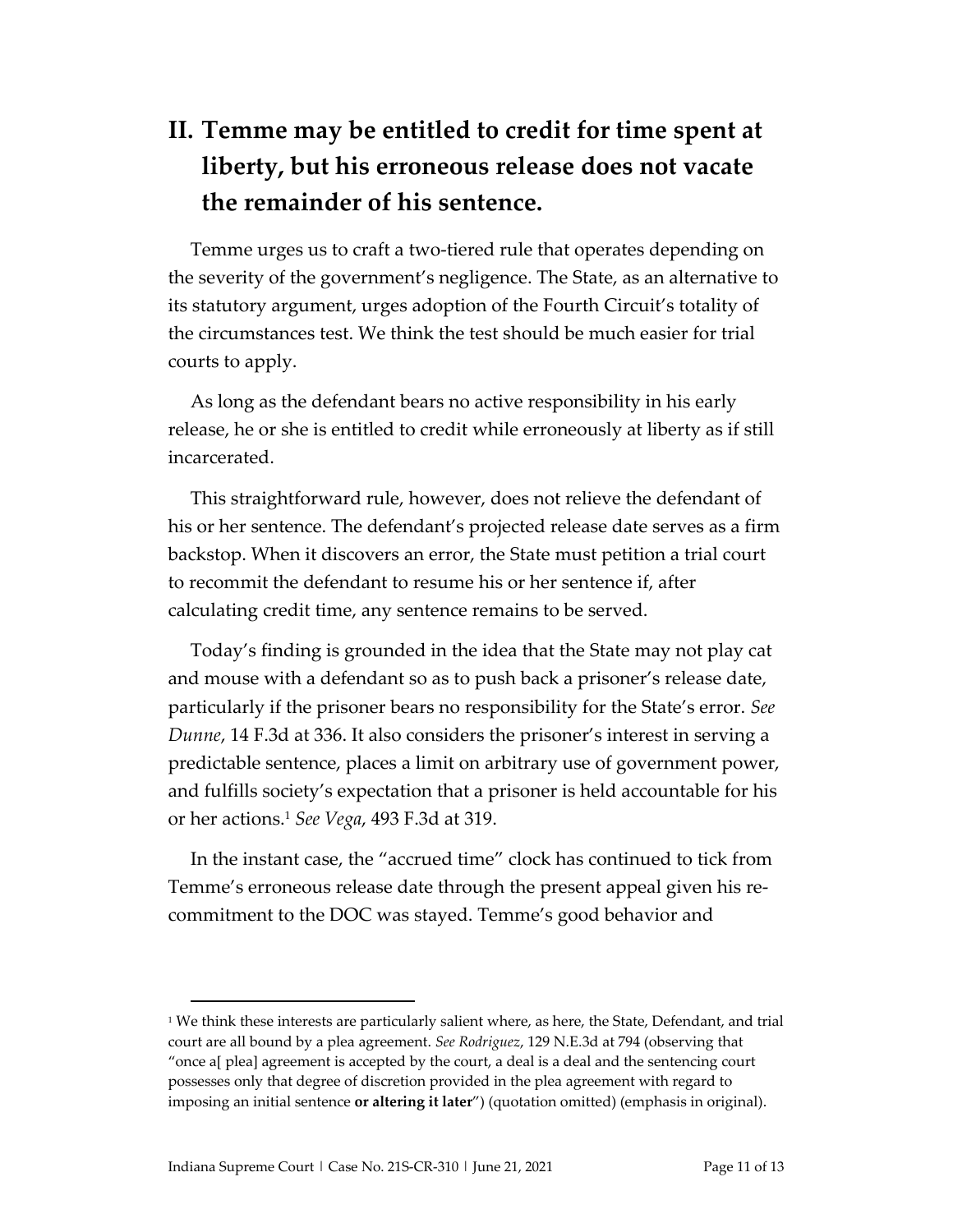## II. Temme may be entitled to credit for time spent at liberty, but his erroneous release does not vacate the remainder of his sentence.

Temme urges us to craft a two-tiered rule that operates depending on the severity of the government's negligence. The State, as an alternative to its statutory argument, urges adoption of the Fourth Circuit's totality of the circumstances test. We think the test should be much easier for trial courts to apply.

As long as the defendant bears no active responsibility in his early release, he or she is entitled to credit while erroneously at liberty as if still incarcerated.

This straightforward rule, however, does not relieve the defendant of his or her sentence. The defendant's projected release date serves as a firm backstop. When it discovers an error, the State must petition a trial court to recommit the defendant to resume his or her sentence if, after calculating credit time, any sentence remains to be served.

Today's finding is grounded in the idea that the State may not play cat and mouse with a defendant so as to push back a prisoner's release date, particularly if the prisoner bears no responsibility for the State's error. *See Dunne*, 14 F.3d at 336. It also considers the prisoner's interest in serving a predictable sentence, places a limit on arbitrary use of government power, and fulfills society's expectation that a prisoner is held accountable for his or her actions.[1] *See Vega*, 493 F.3d at 319.

In the instant case, the "accrued time" clock has continued to tick from Temme's erroneous release date through the present appeal given his re-commitment to the DOC was stayed. Temme's good behavior and

---

[1] We think these interests are particularly salient where, as here, the State, Defendant, and trial court are all bound by a plea agreement. *See Rodriguez*, 129 N.E.3d at 794 (observing that "once a[ plea] agreement is accepted by the court, a deal is a deal and the sentencing court possesses only that degree of discretion provided in the plea agreement with regard to imposing an initial sentence **or altering it later**") (quotation omitted) (emphasis in original).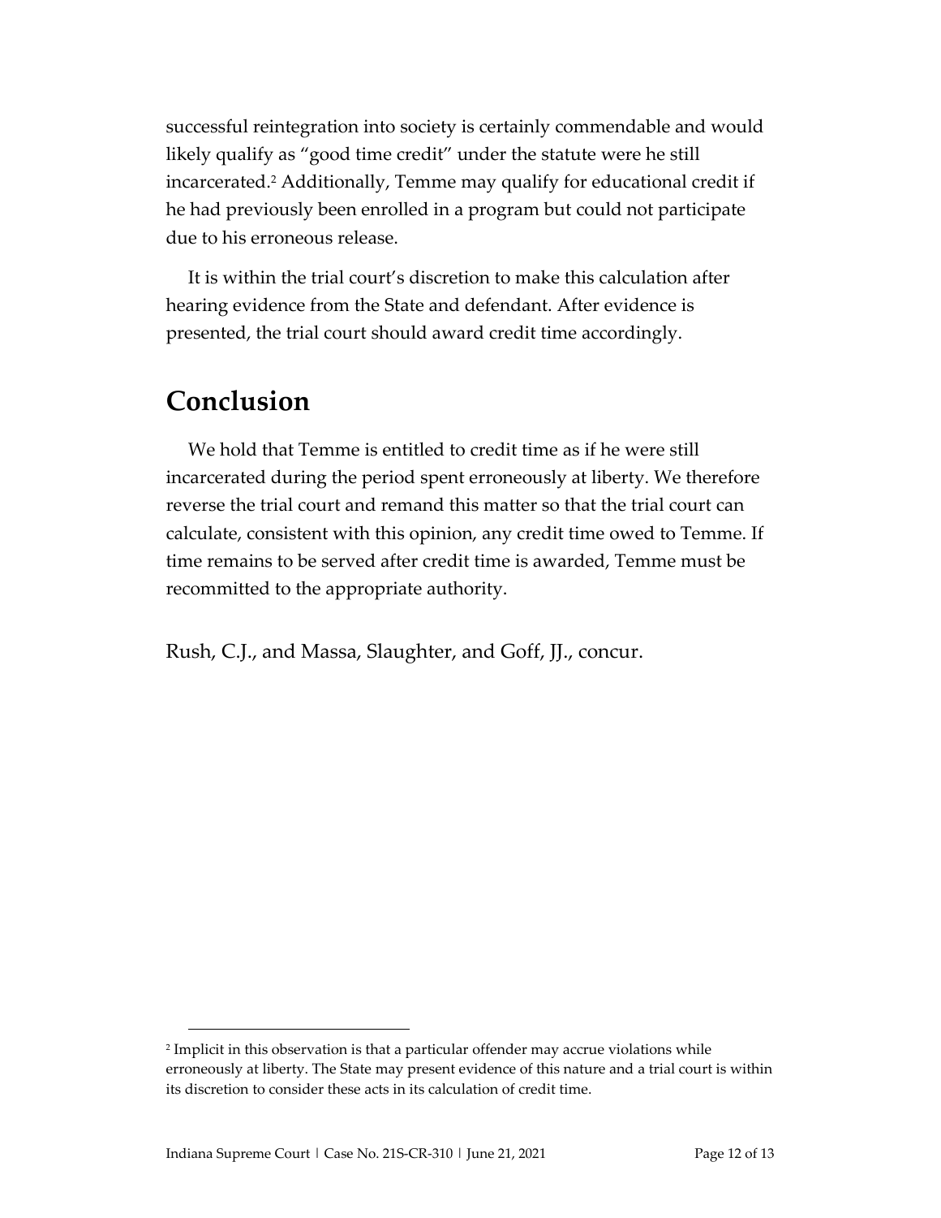successful reintegration into society is certainly commendable and would likely qualify as "good time credit" under the statute were he still incarcerated.[2] Additionally, Temme may qualify for educational credit if he had previously been enrolled in a program but could not participate due to his erroneous release.

It is within the trial court's discretion to make this calculation after hearing evidence from the State and defendant. After evidence is presented, the trial court should award credit time accordingly.

# Conclusion

We hold that Temme is entitled to credit time as if he were still incarcerated during the period spent erroneously at liberty. We therefore reverse the trial court and remand this matter so that the trial court can calculate, consistent with this opinion, any credit time owed to Temme. If time remains to be served after credit time is awarded, Temme must be recommitted to the appropriate authority.

Rush, C.J., and Massa, Slaughter, and Goff, JJ., concur.

---

[2] Implicit in this observation is that a particular offender may accrue violations while erroneously at liberty. The State may present evidence of this nature and a trial court is within its discretion to consider these acts in its calculation of credit time.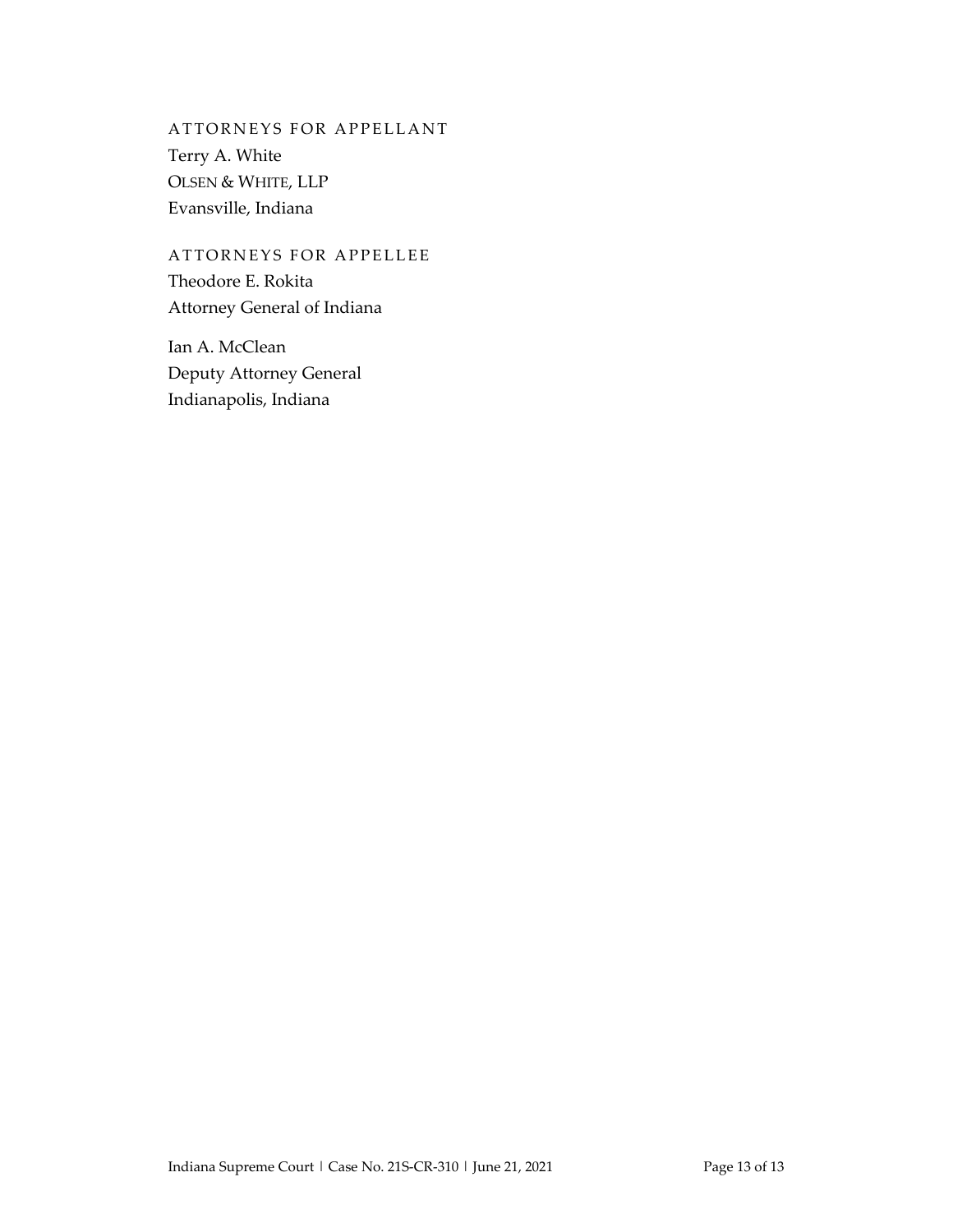ATTORNEYS FOR APPELLANT

Terry A. White
OLSEN & WHITE, LLP
Evansville, Indiana

ATTORNEYS FOR APPELLEE

Theodore E. Rokita
Attorney General of Indiana

Ian A. McClean
Deputy Attorney General
Indianapolis, Indiana